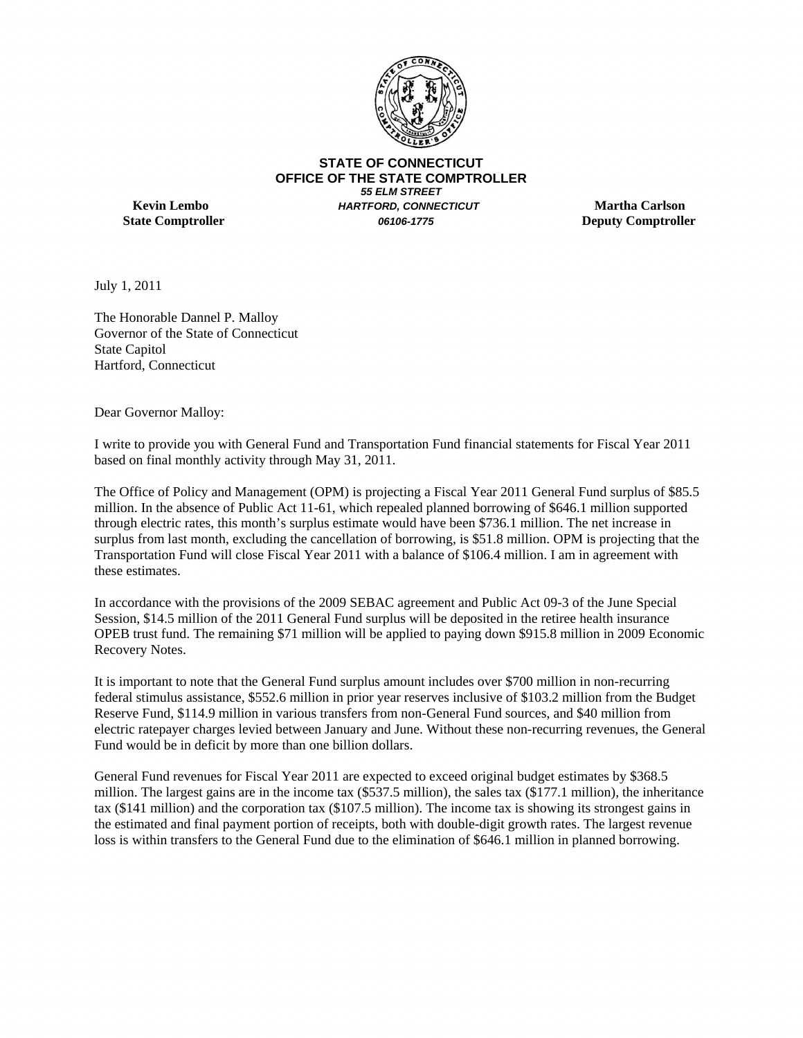**STATE OF CONNECTICUT**
**OFFICE OF THE STATE COMPTROLLER**
***55 ELM STREET***
***HARTFORD, CONNECTICUT***
***06106-1775***

**Kevin Lembo**
**State Comptroller**

**Martha Carlson**
**Deputy Comptroller**

July 1, 2011

The Honorable Dannel P. Malloy
Governor of the State of Connecticut
State Capitol
Hartford, Connecticut

Dear Governor Malloy:

I write to provide you with General Fund and Transportation Fund financial statements for Fiscal Year 2011 based on final monthly activity through May 31, 2011.

The Office of Policy and Management (OPM) is projecting a Fiscal Year 2011 General Fund surplus of $85.5 million. In the absence of Public Act 11-61, which repealed planned borrowing of $646.1 million supported through electric rates, this month's surplus estimate would have been $736.1 million. The net increase in surplus from last month, excluding the cancellation of borrowing, is $51.8 million. OPM is projecting that the Transportation Fund will close Fiscal Year 2011 with a balance of $106.4 million. I am in agreement with these estimates.

In accordance with the provisions of the 2009 SEBAC agreement and Public Act 09-3 of the June Special Session, $14.5 million of the 2011 General Fund surplus will be deposited in the retiree health insurance OPEB trust fund. The remaining $71 million will be applied to paying down $915.8 million in 2009 Economic Recovery Notes.

It is important to note that the General Fund surplus amount includes over $700 million in non-recurring federal stimulus assistance, $552.6 million in prior year reserves inclusive of $103.2 million from the Budget Reserve Fund, $114.9 million in various transfers from non-General Fund sources, and $40 million from electric ratepayer charges levied between January and June. Without these non-recurring revenues, the General Fund would be in deficit by more than one billion dollars.

General Fund revenues for Fiscal Year 2011 are expected to exceed original budget estimates by $368.5 million. The largest gains are in the income tax ($537.5 million), the sales tax ($177.1 million), the inheritance tax ($141 million) and the corporation tax ($107.5 million). The income tax is showing its strongest gains in the estimated and final payment portion of receipts, both with double-digit growth rates. The largest revenue loss is within transfers to the General Fund due to the elimination of $646.1 million in planned borrowing.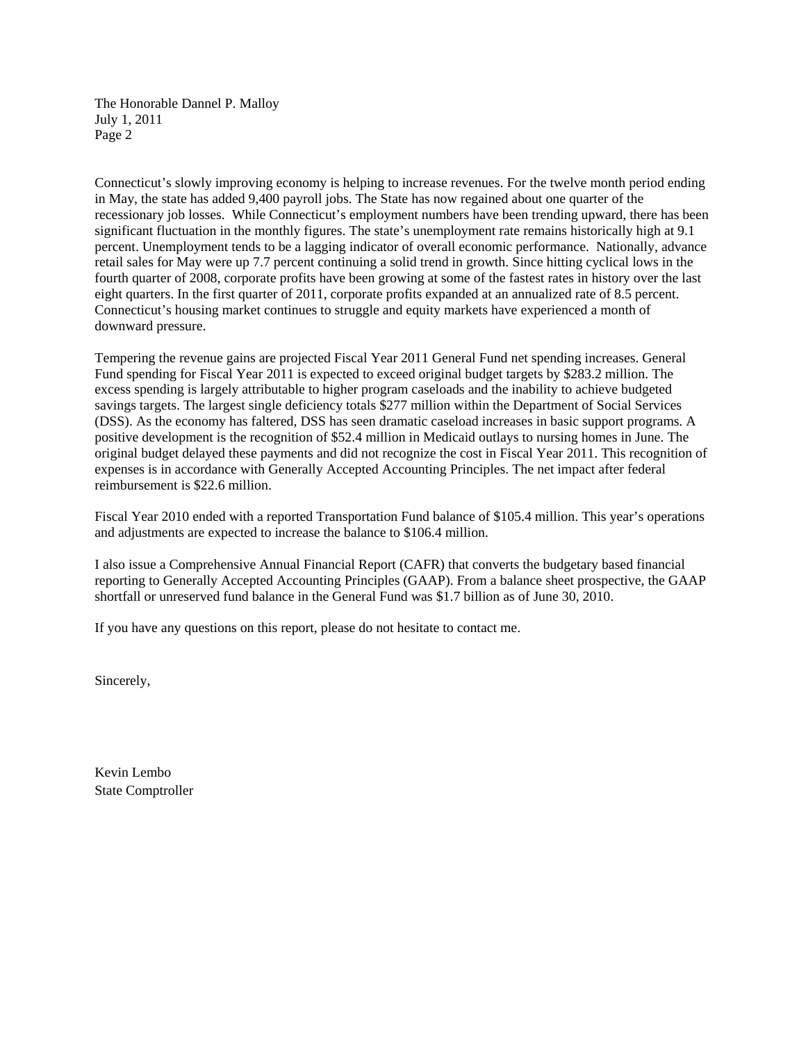Connecticut's slowly improving economy is helping to increase revenues. For the twelve month period ending in May, the state has added 9,400 payroll jobs. The State has now regained about one quarter of the recessionary job losses. While Connecticut's employment numbers have been trending upward, there has been significant fluctuation in the monthly figures. The state's unemployment rate remains historically high at 9.1 percent. Unemployment tends to be a lagging indicator of overall economic performance. Nationally, advance retail sales for May were up 7.7 percent continuing a solid trend in growth. Since hitting cyclical lows in the fourth quarter of 2008, corporate profits have been growing at some of the fastest rates in history over the last eight quarters. In the first quarter of 2011, corporate profits expanded at an annualized rate of 8.5 percent. Connecticut's housing market continues to struggle and equity markets have experienced a month of downward pressure.

Tempering the revenue gains are projected Fiscal Year 2011 General Fund net spending increases. General Fund spending for Fiscal Year 2011 is expected to exceed original budget targets by $283.2 million. The excess spending is largely attributable to higher program caseloads and the inability to achieve budgeted savings targets. The largest single deficiency totals $277 million within the Department of Social Services (DSS). As the economy has faltered, DSS has seen dramatic caseload increases in basic support programs. A positive development is the recognition of $52.4 million in Medicaid outlays to nursing homes in June. The original budget delayed these payments and did not recognize the cost in Fiscal Year 2011. This recognition of expenses is in accordance with Generally Accepted Accounting Principles. The net impact after federal reimbursement is $22.6 million.

Fiscal Year 2010 ended with a reported Transportation Fund balance of $105.4 million. This year's operations and adjustments are expected to increase the balance to $106.4 million.

I also issue a Comprehensive Annual Financial Report (CAFR) that converts the budgetary based financial reporting to Generally Accepted Accounting Principles (GAAP). From a balance sheet prospective, the GAAP shortfall or unreserved fund balance in the General Fund was $1.7 billion as of June 30, 2010.

If you have any questions on this report, please do not hesitate to contact me.

Sincerely,

Kevin Lembo
State Comptroller